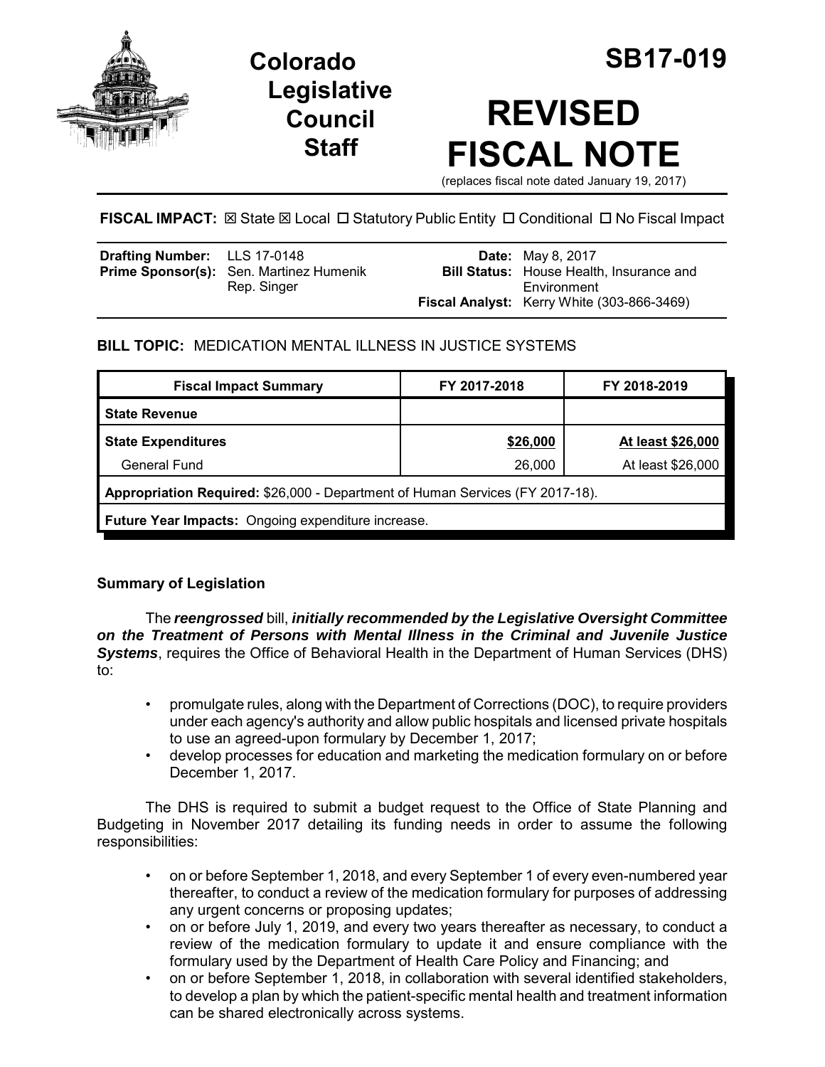# Colorado Legislative Council Staff

# SB17-019

# REVISED FISCAL NOTE

(replaces fiscal note dated January 19, 2017)

**FISCAL IMPACT:** ☒ State ☒ Local ☐ Statutory Public Entity ☐ Conditional ☐ No Fiscal Impact

| | | | |
|---|---|---|---|
| **Drafting Number:** | LLS 17-0148 | **Date:** | May 8, 2017 |
| **Prime Sponsor(s):** | Sen. Martinez Humenik<br>Rep. Singer | **Bill Status:** | House Health, Insurance and Environment |
| | | **Fiscal Analyst:** | Kerry White (303-866-3469) |

**BILL TOPIC:** MEDICATION MENTAL ILLNESS IN JUSTICE SYSTEMS

| Fiscal Impact Summary | FY 2017-2018 | FY 2018-2019 |
|---|---|---|
| **State Revenue** | | |
| **State Expenditures** | **$26,000** | **At least $26,000** |
| General Fund | 26,000 | At least $26,000 |
| **Appropriation Required:** $26,000 - Department of Human Services (FY 2017-18). | | |
| **Future Year Impacts:** Ongoing expenditure increase. | | |

## Summary of Legislation

The ***reengrossed*** bill, ***initially recommended by the Legislative Oversight Committee on the Treatment of Persons with Mental Illness in the Criminal and Juvenile Justice Systems***, requires the Office of Behavioral Health in the Department of Human Services (DHS) to:

- promulgate rules, along with the Department of Corrections (DOC), to require providers under each agency's authority and allow public hospitals and licensed private hospitals to use an agreed-upon formulary by December 1, 2017;
- develop processes for education and marketing the medication formulary on or before December 1, 2017.

The DHS is required to submit a budget request to the Office of State Planning and Budgeting in November 2017 detailing its funding needs in order to assume the following responsibilities:

- on or before September 1, 2018, and every September 1 of every even-numbered year thereafter, to conduct a review of the medication formulary for purposes of addressing any urgent concerns or proposing updates;
- on or before July 1, 2019, and every two years thereafter as necessary, to conduct a review of the medication formulary to update it and ensure compliance with the formulary used by the Department of Health Care Policy and Financing; and
- on or before September 1, 2018, in collaboration with several identified stakeholders, to develop a plan by which the patient-specific mental health and treatment information can be shared electronically across systems.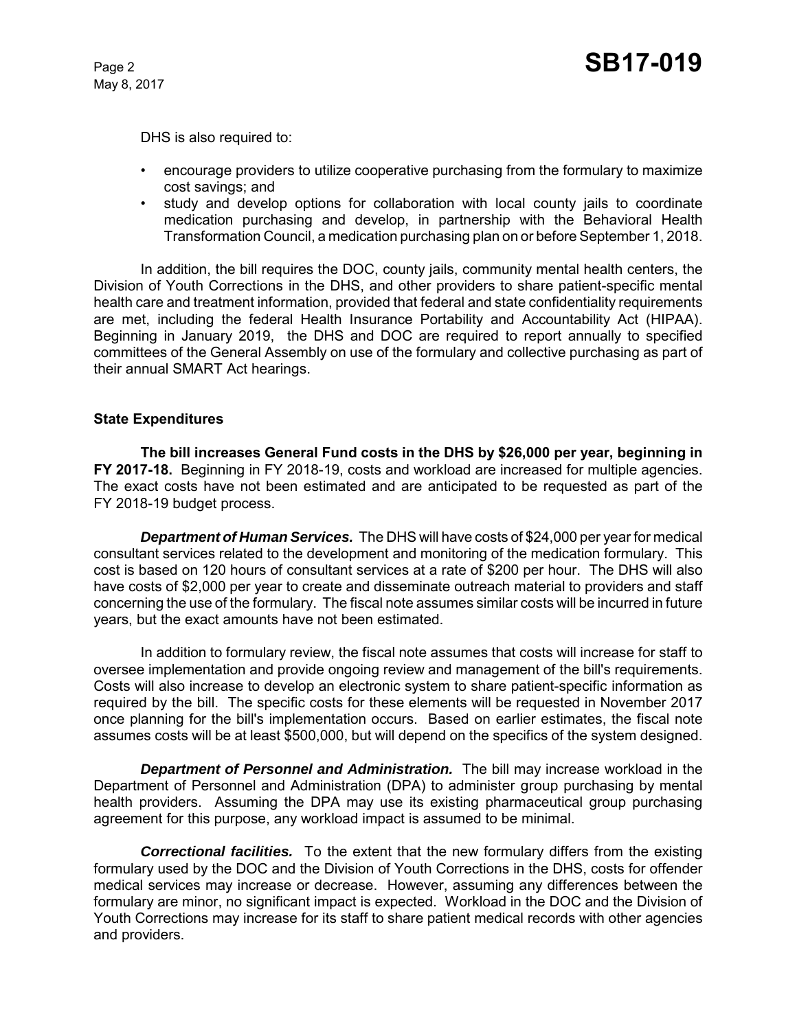DHS is also required to:

- encourage providers to utilize cooperative purchasing from the formulary to maximize cost savings; and
- study and develop options for collaboration with local county jails to coordinate medication purchasing and develop, in partnership with the Behavioral Health Transformation Council, a medication purchasing plan on or before September 1, 2018.

In addition, the bill requires the DOC, county jails, community mental health centers, the Division of Youth Corrections in the DHS, and other providers to share patient-specific mental health care and treatment information, provided that federal and state confidentiality requirements are met, including the federal Health Insurance Portability and Accountability Act (HIPAA). Beginning in January 2019, the DHS and DOC are required to report annually to specified committees of the General Assembly on use of the formulary and collective purchasing as part of their annual SMART Act hearings.

### State Expenditures

**The bill increases General Fund costs in the DHS by $26,000 per year, beginning in FY 2017-18.** Beginning in FY 2018-19, costs and workload are increased for multiple agencies. The exact costs have not been estimated and are anticipated to be requested as part of the FY 2018-19 budget process.

***Department of Human Services.*** The DHS will have costs of $24,000 per year for medical consultant services related to the development and monitoring of the medication formulary. This cost is based on 120 hours of consultant services at a rate of $200 per hour. The DHS will also have costs of $2,000 per year to create and disseminate outreach material to providers and staff concerning the use of the formulary. The fiscal note assumes similar costs will be incurred in future years, but the exact amounts have not been estimated.

In addition to formulary review, the fiscal note assumes that costs will increase for staff to oversee implementation and provide ongoing review and management of the bill's requirements. Costs will also increase to develop an electronic system to share patient-specific information as required by the bill. The specific costs for these elements will be requested in November 2017 once planning for the bill's implementation occurs. Based on earlier estimates, the fiscal note assumes costs will be at least $500,000, but will depend on the specifics of the system designed.

***Department of Personnel and Administration.*** The bill may increase workload in the Department of Personnel and Administration (DPA) to administer group purchasing by mental health providers. Assuming the DPA may use its existing pharmaceutical group purchasing agreement for this purpose, any workload impact is assumed to be minimal.

***Correctional facilities.*** To the extent that the new formulary differs from the existing formulary used by the DOC and the Division of Youth Corrections in the DHS, costs for offender medical services may increase or decrease. However, assuming any differences between the formulary are minor, no significant impact is expected. Workload in the DOC and the Division of Youth Corrections may increase for its staff to share patient medical records with other agencies and providers.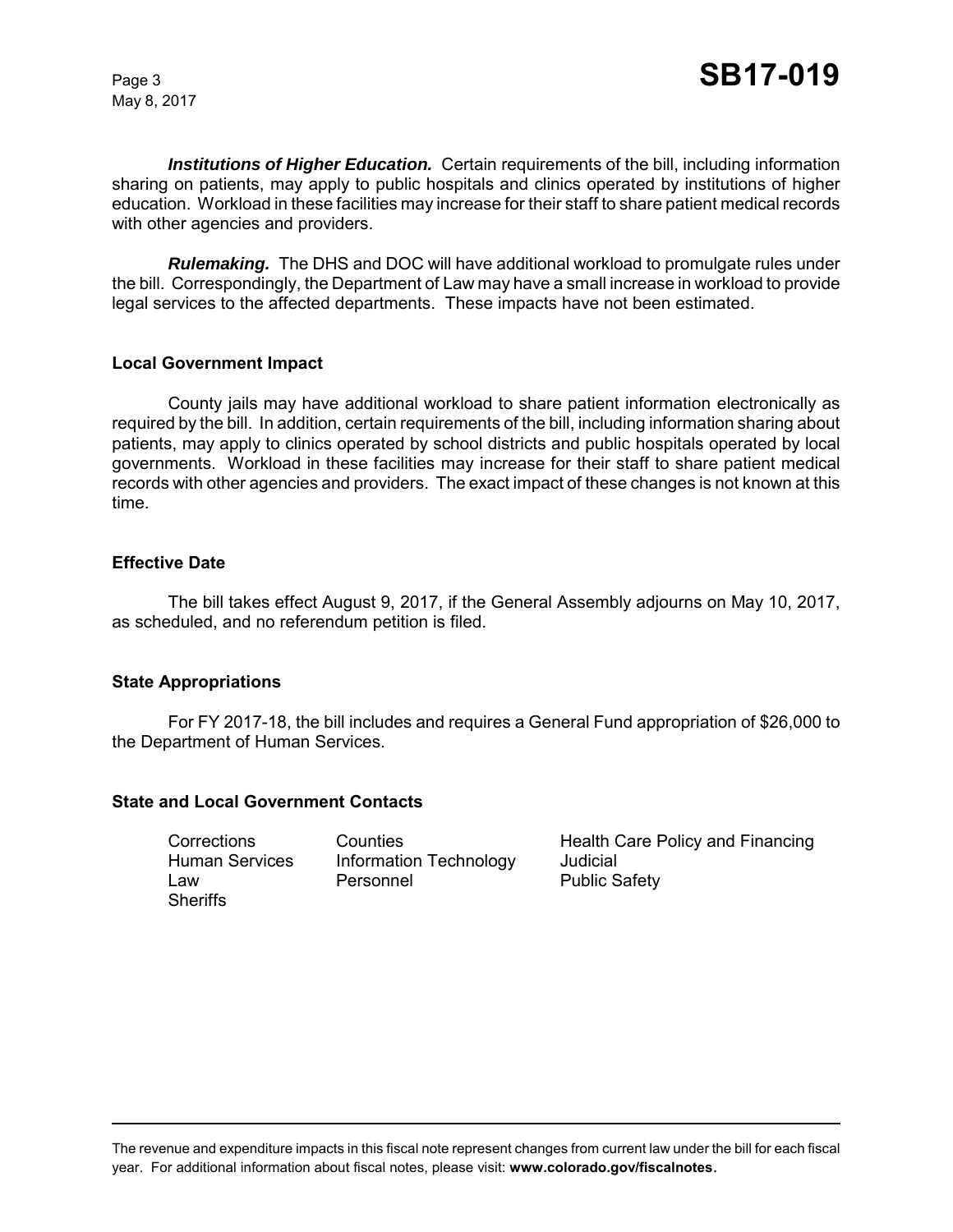***Institutions of Higher Education.*** Certain requirements of the bill, including information sharing on patients, may apply to public hospitals and clinics operated by institutions of higher education. Workload in these facilities may increase for their staff to share patient medical records with other agencies and providers.

***Rulemaking.*** The DHS and DOC will have additional workload to promulgate rules under the bill. Correspondingly, the Department of Law may have a small increase in workload to provide legal services to the affected departments. These impacts have not been estimated.

### Local Government Impact

County jails may have additional workload to share patient information electronically as required by the bill. In addition, certain requirements of the bill, including information sharing about patients, may apply to clinics operated by school districts and public hospitals operated by local governments. Workload in these facilities may increase for their staff to share patient medical records with other agencies and providers. The exact impact of these changes is not known at this time.

### Effective Date

The bill takes effect August 9, 2017, if the General Assembly adjourns on May 10, 2017, as scheduled, and no referendum petition is filed.

### State Appropriations

For FY 2017-18, the bill includes and requires a General Fund appropriation of $26,000 to the Department of Human Services.

### State and Local Government Contacts

| | | |
|---|---|---|
| Corrections | Counties | Health Care Policy and Financing |
| Human Services | Information Technology | Judicial |
| Law | Personnel | Public Safety |
| Sheriffs | | |

The revenue and expenditure impacts in this fiscal note represent changes from current law under the bill for each fiscal year. For additional information about fiscal notes, please visit: **www.colorado.gov/fiscalnotes.**